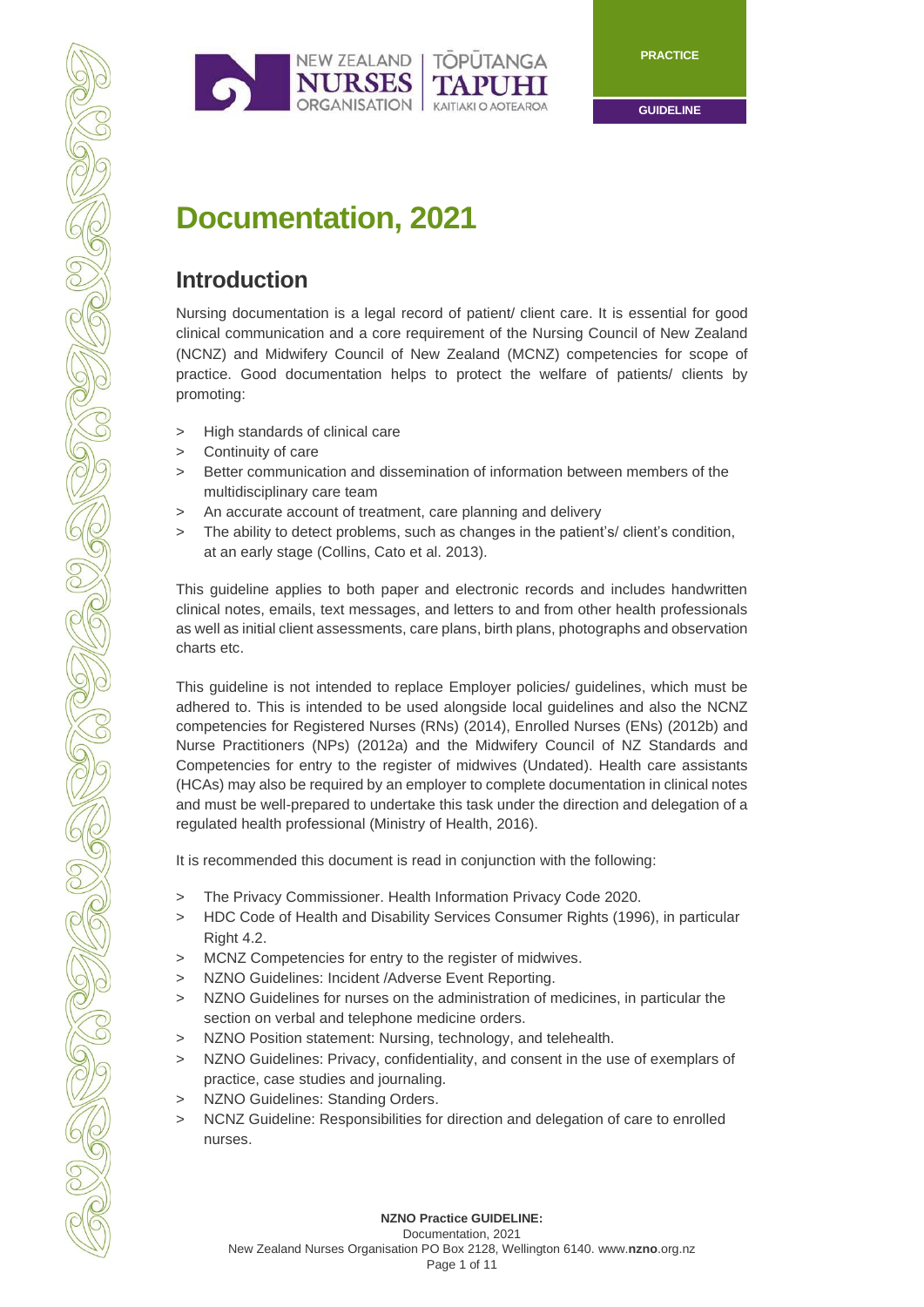# Documentation, 2021

## Introduction

Nursing documentation is a legal record of patient/ client care. It is essential for good clinical communication and a core requirement of the Nursing Council of New Zealand (NCNZ) and Midwifery Council of New Zealand (MCNZ) competencies for scope of practice. Good documentation helps to protect the welfare of patients/ clients by promoting:

- High standards of clinical care
- Continuity of care
- Better communication and dissemination of information between members of the multidisciplinary care team
- An accurate account of treatment, care planning and delivery
- The ability to detect problems, such as changes in the patient's/ client's condition, at an early stage (Collins, Cato et al. 2013).

This guideline applies to both paper and electronic records and includes handwritten clinical notes, emails, text messages, and letters to and from other health professionals as well as initial client assessments, care plans, birth plans, photographs and observation charts etc.

This guideline is not intended to replace Employer policies/ guidelines, which must be adhered to. This is intended to be used alongside local guidelines and also the NCNZ competencies for Registered Nurses (RNs) (2014), Enrolled Nurses (ENs) (2012b) and Nurse Practitioners (NPs) (2012a) and the Midwifery Council of NZ Standards and Competencies for entry to the register of midwives (Undated). Health care assistants (HCAs) may also be required by an employer to complete documentation in clinical notes and must be well-prepared to undertake this task under the direction and delegation of a regulated health professional (Ministry of Health, 2016).

It is recommended this document is read in conjunction with the following:

- The Privacy Commissioner. Health Information Privacy Code 2020.
- HDC Code of Health and Disability Services Consumer Rights (1996), in particular Right 4.2.
- MCNZ Competencies for entry to the register of midwives.
- NZNO Guidelines: Incident /Adverse Event Reporting.
- NZNO Guidelines for nurses on the administration of medicines, in particular the section on verbal and telephone medicine orders.
- NZNO Position statement: Nursing, technology, and telehealth.
- NZNO Guidelines: Privacy, confidentiality, and consent in the use of exemplars of practice, case studies and journaling.
- NZNO Guidelines: Standing Orders.
- NCNZ Guideline: Responsibilities for direction and delegation of care to enrolled nurses.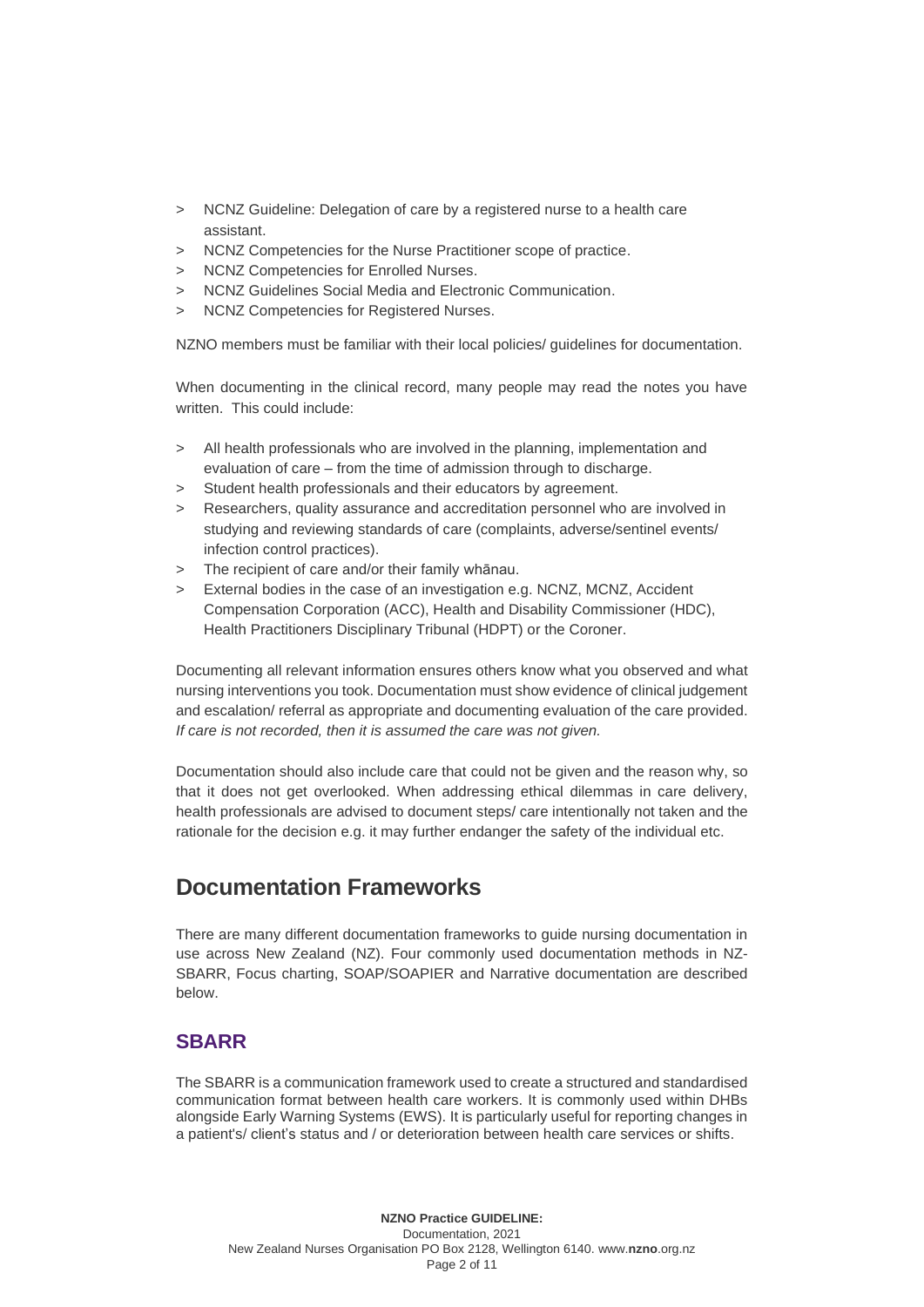- NCNZ Guideline: Delegation of care by a registered nurse to a health care assistant.
- NCNZ Competencies for the Nurse Practitioner scope of practice.
- NCNZ Competencies for Enrolled Nurses.
- NCNZ Guidelines Social Media and Electronic Communication.
- NCNZ Competencies for Registered Nurses.

NZNO members must be familiar with their local policies/ guidelines for documentation.

When documenting in the clinical record, many people may read the notes you have written. This could include:

- All health professionals who are involved in the planning, implementation and evaluation of care – from the time of admission through to discharge.
- Student health professionals and their educators by agreement.
- Researchers, quality assurance and accreditation personnel who are involved in studying and reviewing standards of care (complaints, adverse/sentinel events/ infection control practices).
- The recipient of care and/or their family whānau.
- External bodies in the case of an investigation e.g. NCNZ, MCNZ, Accident Compensation Corporation (ACC), Health and Disability Commissioner (HDC), Health Practitioners Disciplinary Tribunal (HDPT) or the Coroner.

Documenting all relevant information ensures others know what you observed and what nursing interventions you took. Documentation must show evidence of clinical judgement and escalation/ referral as appropriate and documenting evaluation of the care provided. *If care is not recorded, then it is assumed the care was not given.*

Documentation should also include care that could not be given and the reason why, so that it does not get overlooked. When addressing ethical dilemmas in care delivery, health professionals are advised to document steps/ care intentionally not taken and the rationale for the decision e.g. it may further endanger the safety of the individual etc.

## Documentation Frameworks

There are many different documentation frameworks to guide nursing documentation in use across New Zealand (NZ). Four commonly used documentation methods in NZ- SBARR, Focus charting, SOAP/SOAPIER and Narrative documentation are described below.

### SBARR

The SBARR is a communication framework used to create a structured and standardised communication format between health care workers. It is commonly used within DHBs alongside Early Warning Systems (EWS). It is particularly useful for reporting changes in a patient's/ client's status and / or deterioration between health care services or shifts.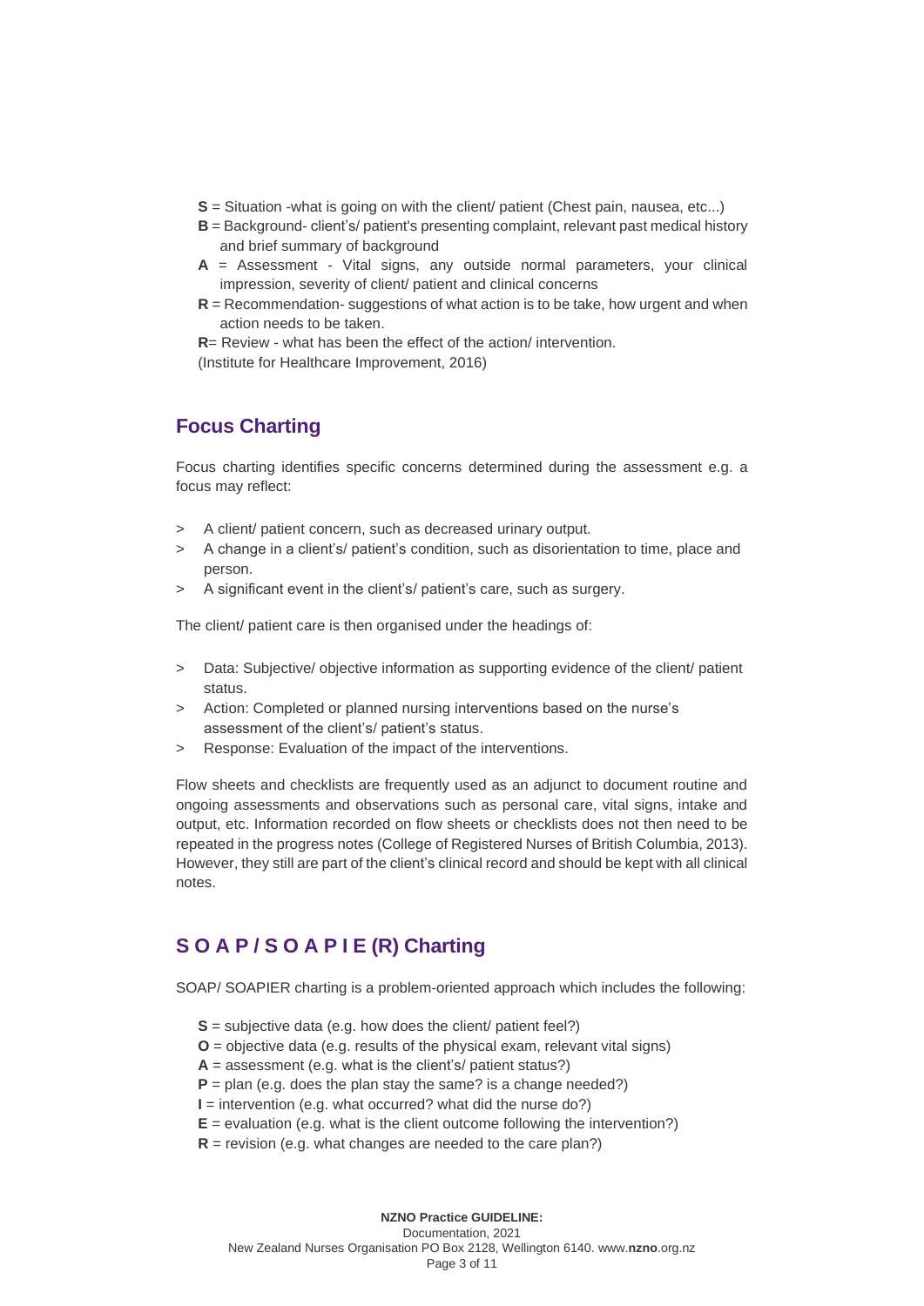**S** = Situation -what is going on with the client/ patient (Chest pain, nausea, etc...)
**B** = Background- client's/ patient's presenting complaint, relevant past medical history and brief summary of background
**A** = Assessment - Vital signs, any outside normal parameters, your clinical impression, severity of client/ patient and clinical concerns
**R** = Recommendation- suggestions of what action is to be take, how urgent and when action needs to be taken.
**R**= Review - what has been the effect of the action/ intervention.
(Institute for Healthcare Improvement, 2016)

## Focus Charting

Focus charting identifies specific concerns determined during the assessment e.g. a focus may reflect:

> A client/ patient concern, such as decreased urinary output.
> A change in a client's/ patient's condition, such as disorientation to time, place and person.
> A significant event in the client's/ patient's care, such as surgery.

The client/ patient care is then organised under the headings of:

> Data: Subjective/ objective information as supporting evidence of the client/ patient status.
> Action: Completed or planned nursing interventions based on the nurse's assessment of the client's/ patient's status.
> Response: Evaluation of the impact of the interventions.

Flow sheets and checklists are frequently used as an adjunct to document routine and ongoing assessments and observations such as personal care, vital signs, intake and output, etc. Information recorded on flow sheets or checklists does not then need to be repeated in the progress notes (College of Registered Nurses of British Columbia, 2013). However, they still are part of the client's clinical record and should be kept with all clinical notes.

## S O A P / S O A P I E (R) Charting

SOAP/ SOAPIER charting is a problem-oriented approach which includes the following:

**S** = subjective data (e.g. how does the client/ patient feel?)
**O** = objective data (e.g. results of the physical exam, relevant vital signs)
**A** = assessment (e.g. what is the client's/ patient status?)
**P** = plan (e.g. does the plan stay the same? is a change needed?)
**I** = intervention (e.g. what occurred? what did the nurse do?)
**E** = evaluation (e.g. what is the client outcome following the intervention?)
**R** = revision (e.g. what changes are needed to the care plan?)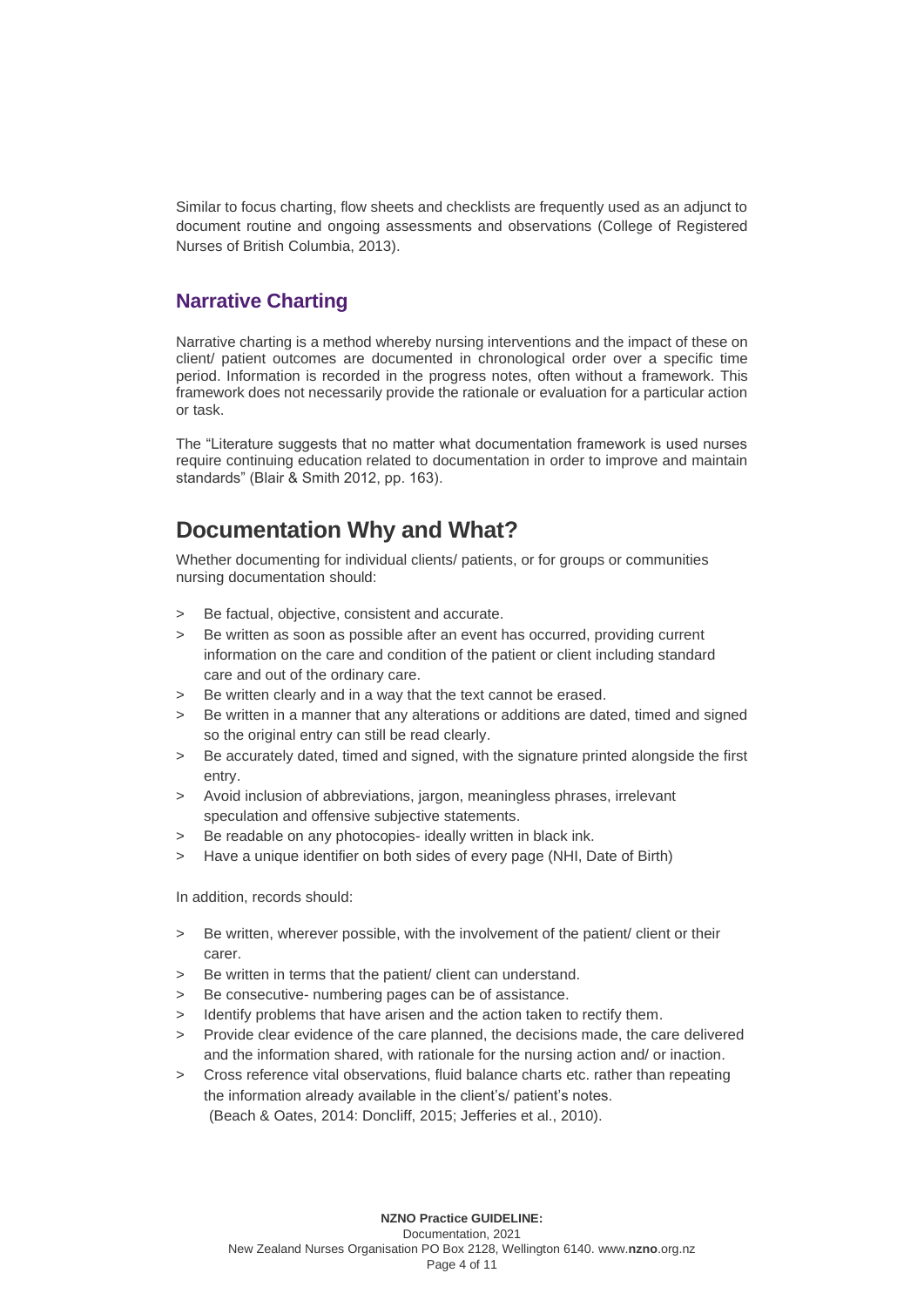Similar to focus charting, flow sheets and checklists are frequently used as an adjunct to document routine and ongoing assessments and observations (College of Registered Nurses of British Columbia, 2013).

### Narrative Charting

Narrative charting is a method whereby nursing interventions and the impact of these on client/ patient outcomes are documented in chronological order over a specific time period. Information is recorded in the progress notes, often without a framework. This framework does not necessarily provide the rationale or evaluation for a particular action or task.

The "Literature suggests that no matter what documentation framework is used nurses require continuing education related to documentation in order to improve and maintain standards" (Blair & Smith 2012, pp. 163).

## Documentation Why and What?

Whether documenting for individual clients/ patients, or for groups or communities nursing documentation should:

- Be factual, objective, consistent and accurate.
- Be written as soon as possible after an event has occurred, providing current information on the care and condition of the patient or client including standard care and out of the ordinary care.
- Be written clearly and in a way that the text cannot be erased.
- Be written in a manner that any alterations or additions are dated, timed and signed so the original entry can still be read clearly.
- Be accurately dated, timed and signed, with the signature printed alongside the first entry.
- Avoid inclusion of abbreviations, jargon, meaningless phrases, irrelevant speculation and offensive subjective statements.
- Be readable on any photocopies- ideally written in black ink.
- Have a unique identifier on both sides of every page (NHI, Date of Birth)

In addition, records should:

- Be written, wherever possible, with the involvement of the patient/ client or their carer.
- Be written in terms that the patient/ client can understand.
- Be consecutive- numbering pages can be of assistance.
- Identify problems that have arisen and the action taken to rectify them.
- Provide clear evidence of the care planned, the decisions made, the care delivered and the information shared, with rationale for the nursing action and/ or inaction.
- Cross reference vital observations, fluid balance charts etc. rather than repeating the information already available in the client's/ patient's notes.
 (Beach & Oates, 2014: Doncliff, 2015; Jefferies et al., 2010).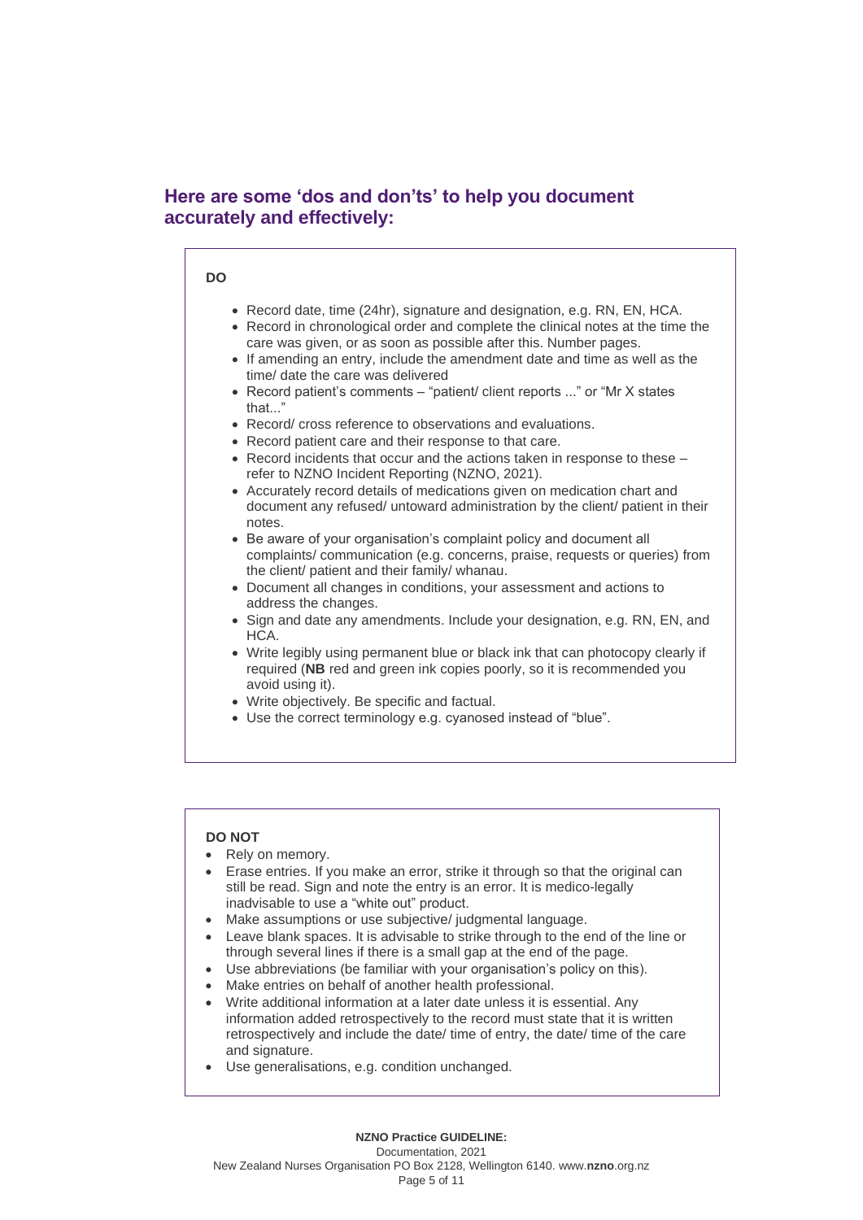## Here are some ‘dos and don’ts’ to help you document accurately and effectively:

**DO**

- Record date, time (24hr), signature and designation, e.g. RN, EN, HCA.
- Record in chronological order and complete the clinical notes at the time the care was given, or as soon as possible after this. Number pages.
- If amending an entry, include the amendment date and time as well as the time/ date the care was delivered
- Record patient’s comments – “patient/ client reports ...” or “Mr X states that...”
- Record/ cross reference to observations and evaluations.
- Record patient care and their response to that care.
- Record incidents that occur and the actions taken in response to these – refer to NZNO Incident Reporting (NZNO, 2021).
- Accurately record details of medications given on medication chart and document any refused/ untoward administration by the client/ patient in their notes.
- Be aware of your organisation’s complaint policy and document all complaints/ communication (e.g. concerns, praise, requests or queries) from the client/ patient and their family/ whanau.
- Document all changes in conditions, your assessment and actions to address the changes.
- Sign and date any amendments. Include your designation, e.g. RN, EN, and HCA.
- Write legibly using permanent blue or black ink that can photocopy clearly if required (**NB** red and green ink copies poorly, so it is recommended you avoid using it).
- Write objectively. Be specific and factual.
- Use the correct terminology e.g. cyanosed instead of “blue”.

**DO NOT**

- Rely on memory.
- Erase entries. If you make an error, strike it through so that the original can still be read. Sign and note the entry is an error. It is medico-legally inadvisable to use a “white out” product.
- Make assumptions or use subjective/ judgmental language.
- Leave blank spaces. It is advisable to strike through to the end of the line or through several lines if there is a small gap at the end of the page.
- Use abbreviations (be familiar with your organisation’s policy on this).
- Make entries on behalf of another health professional.
- Write additional information at a later date unless it is essential. Any information added retrospectively to the record must state that it is written retrospectively and include the date/ time of entry, the date/ time of the care and signature.
- Use generalisations, e.g. condition unchanged.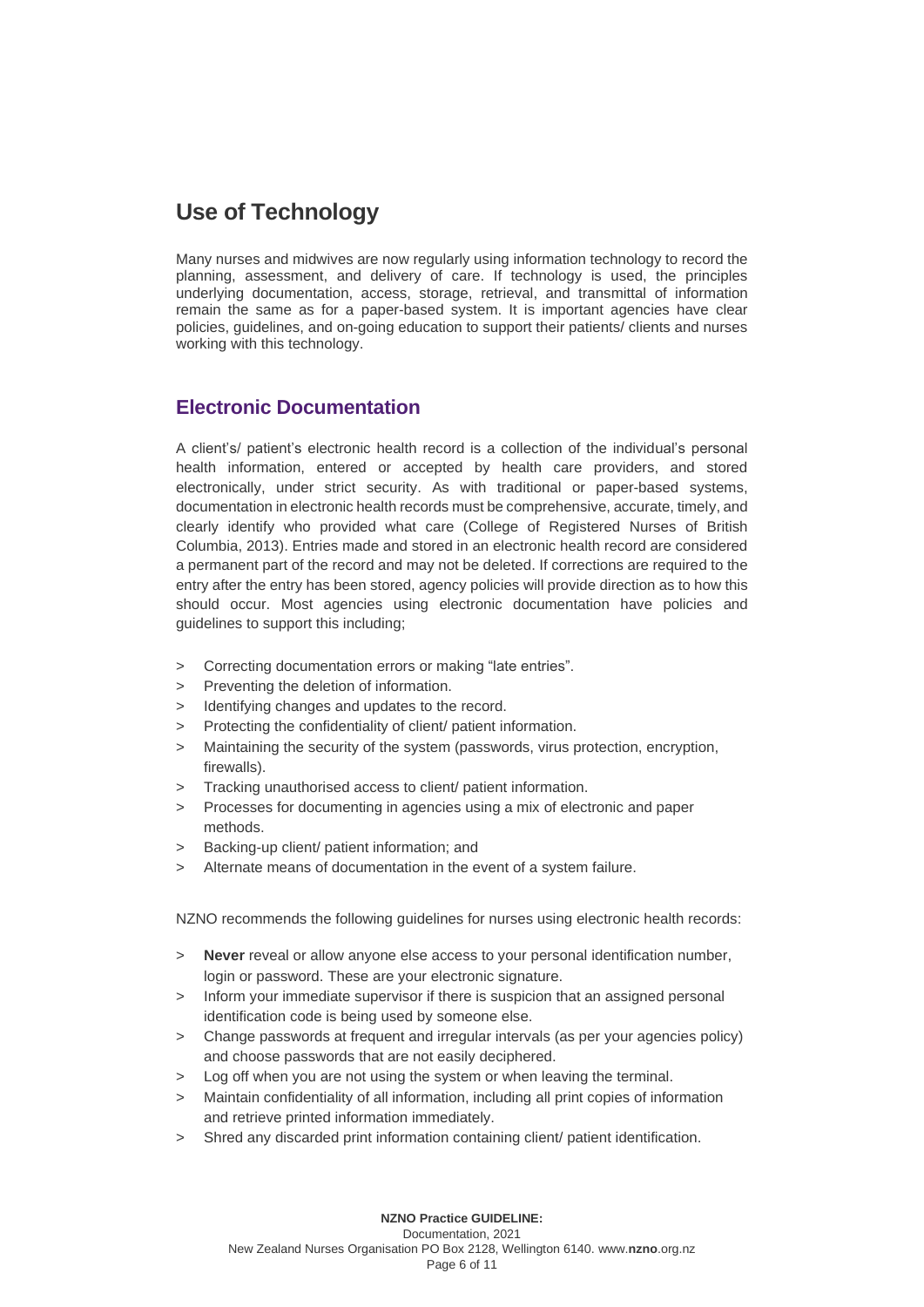## Use of Technology

Many nurses and midwives are now regularly using information technology to record the planning, assessment, and delivery of care. If technology is used, the principles underlying documentation, access, storage, retrieval, and transmittal of information remain the same as for a paper-based system. It is important agencies have clear policies, guidelines, and on-going education to support their patients/ clients and nurses working with this technology.

### Electronic Documentation

A client's/ patient's electronic health record is a collection of the individual's personal health information, entered or accepted by health care providers, and stored electronically, under strict security. As with traditional or paper-based systems, documentation in electronic health records must be comprehensive, accurate, timely, and clearly identify who provided what care (College of Registered Nurses of British Columbia, 2013). Entries made and stored in an electronic health record are considered a permanent part of the record and may not be deleted. If corrections are required to the entry after the entry has been stored, agency policies will provide direction as to how this should occur. Most agencies using electronic documentation have policies and guidelines to support this including;

- Correcting documentation errors or making "late entries".
- Preventing the deletion of information.
- Identifying changes and updates to the record.
- Protecting the confidentiality of client/ patient information.
- Maintaining the security of the system (passwords, virus protection, encryption, firewalls).
- Tracking unauthorised access to client/ patient information.
- Processes for documenting in agencies using a mix of electronic and paper methods.
- Backing-up client/ patient information; and
- Alternate means of documentation in the event of a system failure.

NZNO recommends the following guidelines for nurses using electronic health records:

- **Never** reveal or allow anyone else access to your personal identification number, login or password. These are your electronic signature.
- Inform your immediate supervisor if there is suspicion that an assigned personal identification code is being used by someone else.
- Change passwords at frequent and irregular intervals (as per your agencies policy) and choose passwords that are not easily deciphered.
- Log off when you are not using the system or when leaving the terminal.
- Maintain confidentiality of all information, including all print copies of information and retrieve printed information immediately.
- Shred any discarded print information containing client/ patient identification.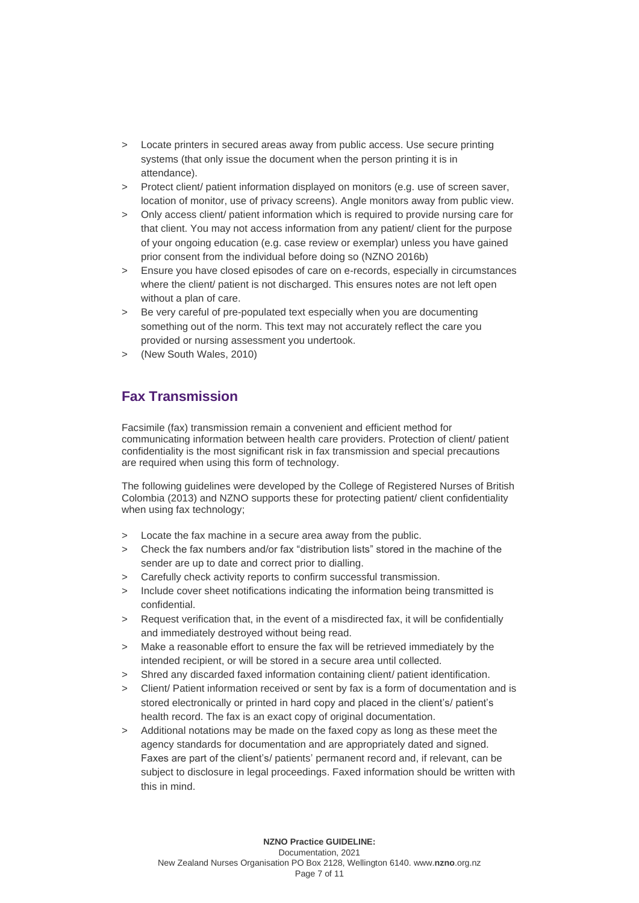- Locate printers in secured areas away from public access. Use secure printing systems (that only issue the document when the person printing it is in attendance).
- Protect client/ patient information displayed on monitors (e.g. use of screen saver, location of monitor, use of privacy screens). Angle monitors away from public view.
- Only access client/ patient information which is required to provide nursing care for that client. You may not access information from any patient/ client for the purpose of your ongoing education (e.g. case review or exemplar) unless you have gained prior consent from the individual before doing so (NZNO 2016b)
- Ensure you have closed episodes of care on e-records, especially in circumstances where the client/ patient is not discharged. This ensures notes are not left open without a plan of care.
- Be very careful of pre-populated text especially when you are documenting something out of the norm. This text may not accurately reflect the care you provided or nursing assessment you undertook.
- (New South Wales, 2010)

## Fax Transmission

Facsimile (fax) transmission remain a convenient and efficient method for communicating information between health care providers. Protection of client/ patient confidentiality is the most significant risk in fax transmission and special precautions are required when using this form of technology.

The following guidelines were developed by the College of Registered Nurses of British Colombia (2013) and NZNO supports these for protecting patient/ client confidentiality when using fax technology;

- Locate the fax machine in a secure area away from the public.
- Check the fax numbers and/or fax "distribution lists" stored in the machine of the sender are up to date and correct prior to dialling.
- Carefully check activity reports to confirm successful transmission.
- Include cover sheet notifications indicating the information being transmitted is confidential.
- Request verification that, in the event of a misdirected fax, it will be confidentially and immediately destroyed without being read.
- Make a reasonable effort to ensure the fax will be retrieved immediately by the intended recipient, or will be stored in a secure area until collected.
- Shred any discarded faxed information containing client/ patient identification.
- Client/ Patient information received or sent by fax is a form of documentation and is stored electronically or printed in hard copy and placed in the client's/ patient's health record. The fax is an exact copy of original documentation.
- Additional notations may be made on the faxed copy as long as these meet the agency standards for documentation and are appropriately dated and signed. Faxes are part of the client's/ patients' permanent record and, if relevant, can be subject to disclosure in legal proceedings. Faxed information should be written with this in mind.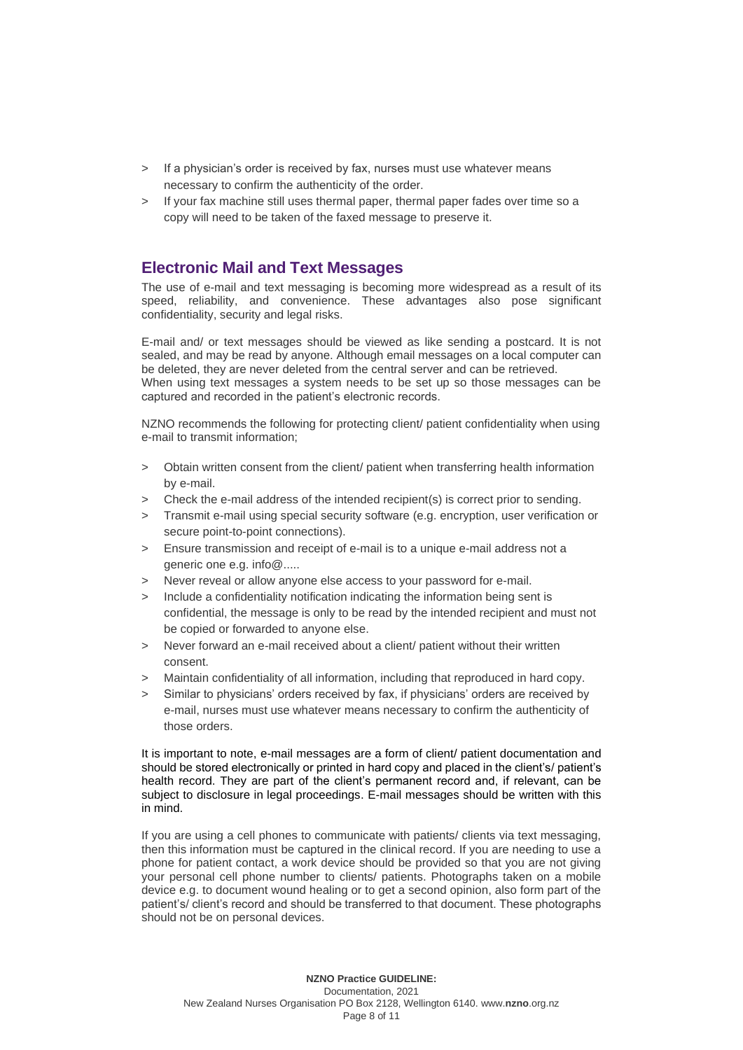- If a physician's order is received by fax, nurses must use whatever means necessary to confirm the authenticity of the order.
- If your fax machine still uses thermal paper, thermal paper fades over time so a copy will need to be taken of the faxed message to preserve it.

## Electronic Mail and Text Messages

The use of e-mail and text messaging is becoming more widespread as a result of its speed, reliability, and convenience. These advantages also pose significant confidentiality, security and legal risks.

E-mail and/ or text messages should be viewed as like sending a postcard. It is not sealed, and may be read by anyone. Although email messages on a local computer can be deleted, they are never deleted from the central server and can be retrieved. When using text messages a system needs to be set up so those messages can be captured and recorded in the patient's electronic records.

NZNO recommends the following for protecting client/ patient confidentiality when using e-mail to transmit information;

- Obtain written consent from the client/ patient when transferring health information by e-mail.
- Check the e-mail address of the intended recipient(s) is correct prior to sending.
- Transmit e-mail using special security software (e.g. encryption, user verification or secure point-to-point connections).
- Ensure transmission and receipt of e-mail is to a unique e-mail address not a generic one e.g. info@.....
- Never reveal or allow anyone else access to your password for e-mail.
- Include a confidentiality notification indicating the information being sent is confidential, the message is only to be read by the intended recipient and must not be copied or forwarded to anyone else.
- Never forward an e-mail received about a client/ patient without their written consent.
- Maintain confidentiality of all information, including that reproduced in hard copy.
- Similar to physicians' orders received by fax, if physicians' orders are received by e-mail, nurses must use whatever means necessary to confirm the authenticity of those orders.

It is important to note, e-mail messages are a form of client/ patient documentation and should be stored electronically or printed in hard copy and placed in the client's/ patient's health record. They are part of the client's permanent record and, if relevant, can be subject to disclosure in legal proceedings. E-mail messages should be written with this in mind.

If you are using a cell phones to communicate with patients/ clients via text messaging, then this information must be captured in the clinical record. If you are needing to use a phone for patient contact, a work device should be provided so that you are not giving your personal cell phone number to clients/ patients. Photographs taken on a mobile device e.g. to document wound healing or to get a second opinion, also form part of the patient's/ client's record and should be transferred to that document. These photographs should not be on personal devices.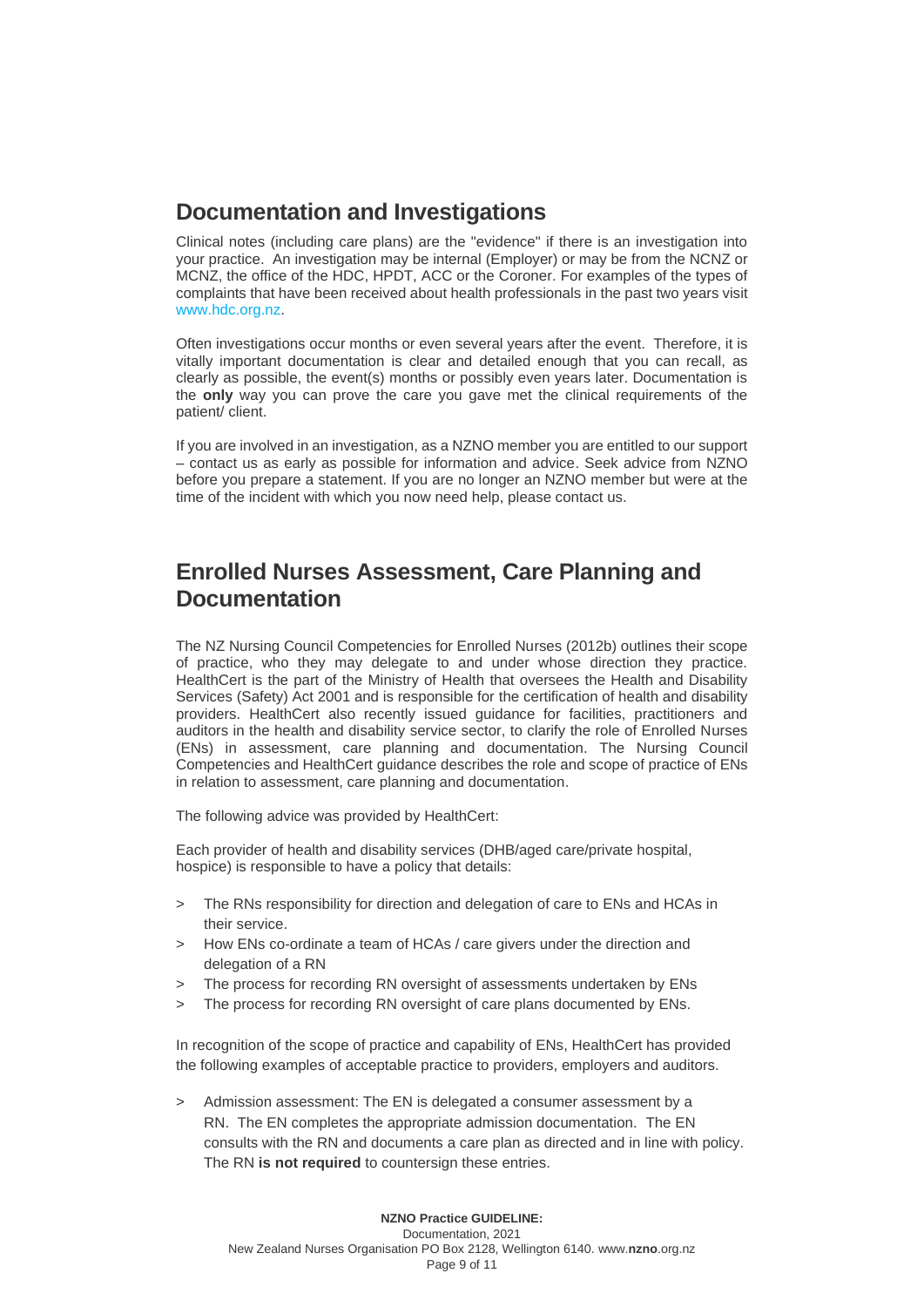## Documentation and Investigations

Clinical notes (including care plans) are the "evidence" if there is an investigation into your practice. An investigation may be internal (Employer) or may be from the NCNZ or MCNZ, the office of the HDC, HPDT, ACC or the Coroner. For examples of the types of complaints that have been received about health professionals in the past two years visit www.hdc.org.nz.

Often investigations occur months or even several years after the event. Therefore, it is vitally important documentation is clear and detailed enough that you can recall, as clearly as possible, the event(s) months or possibly even years later. Documentation is the **only** way you can prove the care you gave met the clinical requirements of the patient/ client.

If you are involved in an investigation, as a NZNO member you are entitled to our support – contact us as early as possible for information and advice. Seek advice from NZNO before you prepare a statement. If you are no longer an NZNO member but were at the time of the incident with which you now need help, please contact us.

## Enrolled Nurses Assessment, Care Planning and Documentation

The NZ Nursing Council Competencies for Enrolled Nurses (2012b) outlines their scope of practice, who they may delegate to and under whose direction they practice. HealthCert is the part of the Ministry of Health that oversees the Health and Disability Services (Safety) Act 2001 and is responsible for the certification of health and disability providers. HealthCert also recently issued guidance for facilities, practitioners and auditors in the health and disability service sector, to clarify the role of Enrolled Nurses (ENs) in assessment, care planning and documentation. The Nursing Council Competencies and HealthCert guidance describes the role and scope of practice of ENs in relation to assessment, care planning and documentation.

The following advice was provided by HealthCert:

Each provider of health and disability services (DHB/aged care/private hospital, hospice) is responsible to have a policy that details:

- The RNs responsibility for direction and delegation of care to ENs and HCAs in their service.
- How ENs co-ordinate a team of HCAs / care givers under the direction and delegation of a RN
- The process for recording RN oversight of assessments undertaken by ENs
- The process for recording RN oversight of care plans documented by ENs.

In recognition of the scope of practice and capability of ENs, HealthCert has provided the following examples of acceptable practice to providers, employers and auditors.

- Admission assessment: The EN is delegated a consumer assessment by a RN. The EN completes the appropriate admission documentation. The EN consults with the RN and documents a care plan as directed and in line with policy. The RN **is not required** to countersign these entries.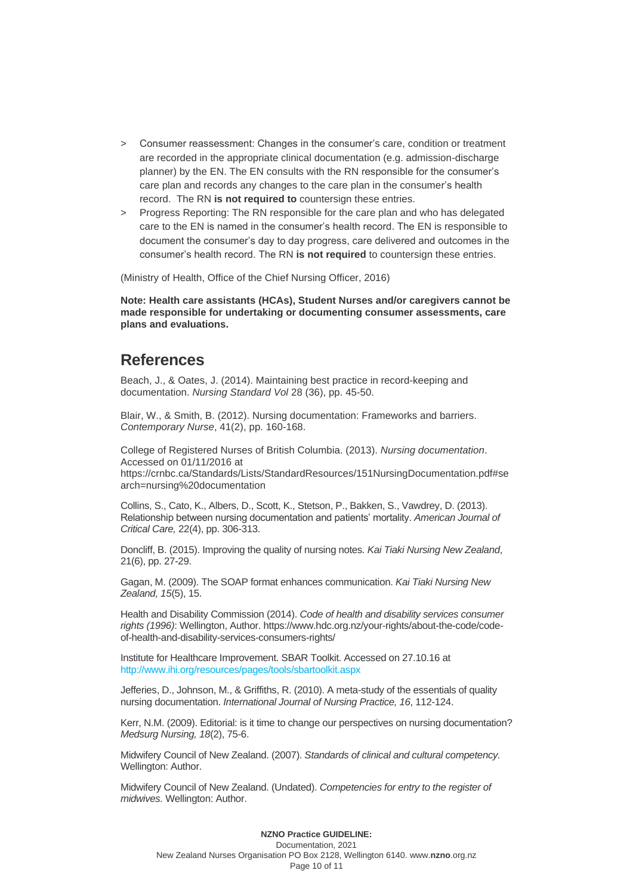- Consumer reassessment: Changes in the consumer's care, condition or treatment are recorded in the appropriate clinical documentation (e.g. admission-discharge planner) by the EN. The EN consults with the RN responsible for the consumer's care plan and records any changes to the care plan in the consumer's health record. The RN **is not required to** countersign these entries.
- Progress Reporting: The RN responsible for the care plan and who has delegated care to the EN is named in the consumer's health record. The EN is responsible to document the consumer's day to day progress, care delivered and outcomes in the consumer's health record. The RN **is not required** to countersign these entries.

(Ministry of Health, Office of the Chief Nursing Officer, 2016)

**Note: Health care assistants (HCAs), Student Nurses and/or caregivers cannot be made responsible for undertaking or documenting consumer assessments, care plans and evaluations.**

## References

Beach, J., & Oates, J. (2014). Maintaining best practice in record-keeping and documentation. *Nursing Standard Vol* 28 (36), pp. 45-50.

Blair, W., & Smith, B. (2012). Nursing documentation: Frameworks and barriers. *Contemporary Nurse*, 41(2), pp. 160-168.

College of Registered Nurses of British Columbia. (2013). *Nursing documentation*. Accessed on 01/11/2016 at https://crnbc.ca/Standards/Lists/StandardResources/151NursingDocumentation.pdf#search=nursing%20documentation

Collins, S., Cato, K., Albers, D., Scott, K., Stetson, P., Bakken, S., Vawdrey, D. (2013). Relationship between nursing documentation and patients' mortality. *American Journal of Critical Care,* 22(4), pp. 306-313.

Doncliff, B. (2015). Improving the quality of nursing notes. *Kai Tiaki Nursing New Zealand*, 21(6), pp. 27-29.

Gagan, M. (2009). The SOAP format enhances communication. *Kai Tiaki Nursing New Zealand, 15*(5), 15.

Health and Disability Commission (2014). *Code of health and disability services consumer rights (1996)*: Wellington, Author. https://www.hdc.org.nz/your-rights/about-the-code/code-of-health-and-disability-services-consumers-rights/

Institute for Healthcare Improvement. SBAR Toolkit. Accessed on 27.10.16 at http://www.ihi.org/resources/pages/tools/sbartoolkit.aspx

Jefferies, D., Johnson, M., & Griffiths, R. (2010). A meta-study of the essentials of quality nursing documentation. *International Journal of Nursing Practice, 16*, 112-124.

Kerr, N.M. (2009). Editorial: is it time to change our perspectives on nursing documentation? *Medsurg Nursing, 18*(2), 75-6.

Midwifery Council of New Zealand. (2007). *Standards of clinical and cultural competency.* Wellington: Author.

Midwifery Council of New Zealand. (Undated). *Competencies for entry to the register of midwives.* Wellington: Author.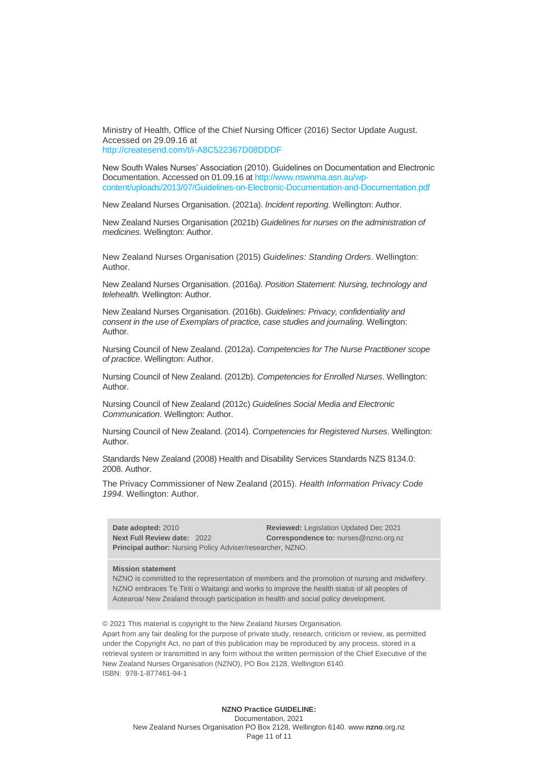Ministry of Health, Office of the Chief Nursing Officer (2016) Sector Update August. Accessed on 29.09.16 at http://createsend.com/t/i-A8C522367D08DDDF

New South Wales Nurses' Association (2010). Guidelines on Documentation and Electronic Documentation. Accessed on 01.09.16 at http://www.nswnma.asn.au/wp-content/uploads/2013/07/Guidelines-on-Electronic-Documentation-and-Documentation.pdf

New Zealand Nurses Organisation. (2021a). *Incident reporting*. Wellington: Author.

New Zealand Nurses Organisation (2021b) *Guidelines for nurses on the administration of medicines.* Wellington: Author.

New Zealand Nurses Organisation (2015) *Guidelines: Standing Orders*. Wellington: Author.

New Zealand Nurses Organisation. (2016a*). Position Statement: Nursing, technology and telehealth.* Wellington: Author.

New Zealand Nurses Organisation. (2016b). *Guidelines: Privacy, confidentiality and consent in the use of Exemplars of practice, case studies and journaling.* Wellington: Author.

Nursing Council of New Zealand. (2012a). *Competencies for The Nurse Practitioner scope of practice*. Wellington: Author.

Nursing Council of New Zealand. (2012b). *Competencies for Enrolled Nurses*. Wellington: Author.

Nursing Council of New Zealand (2012c) *Guidelines Social Media and Electronic Communication*. Wellington: Author.

Nursing Council of New Zealand. (2014). *Competencies for Registered Nurses*. Wellington: Author.

Standards New Zealand (2008) Health and Disability Services Standards NZS 8134.0: 2008. Author.

The Privacy Commissioner of New Zealand (2015). *Health Information Privacy Code 1994*. Wellington: Author.

**Date adopted:** 2010
**Reviewed:** Legislation Updated Dec 2021
**Next Full Review date:** 2022
**Correspondence to:** nurses@nzno.org.nz
**Principal author:** Nursing Policy Adviser/researcher, NZNO.

**Mission statement**

NZNO is committed to the representation of members and the promotion of nursing and midwifery. NZNO embraces Te Tiriti o Waitangi and works to improve the health status of all peoples of Aotearoa/ New Zealand through participation in health and social policy development.

© 2021 This material is copyright to the New Zealand Nurses Organisation.
Apart from any fair dealing for the purpose of private study, research, criticism or review, as permitted under the Copyright Act, no part of this publication may be reproduced by any process, stored in a retrieval system or transmitted in any form without the written permission of the Chief Executive of the New Zealand Nurses Organisation (NZNO), PO Box 2128, Wellington 6140.
ISBN: 978-1-877461-94-1